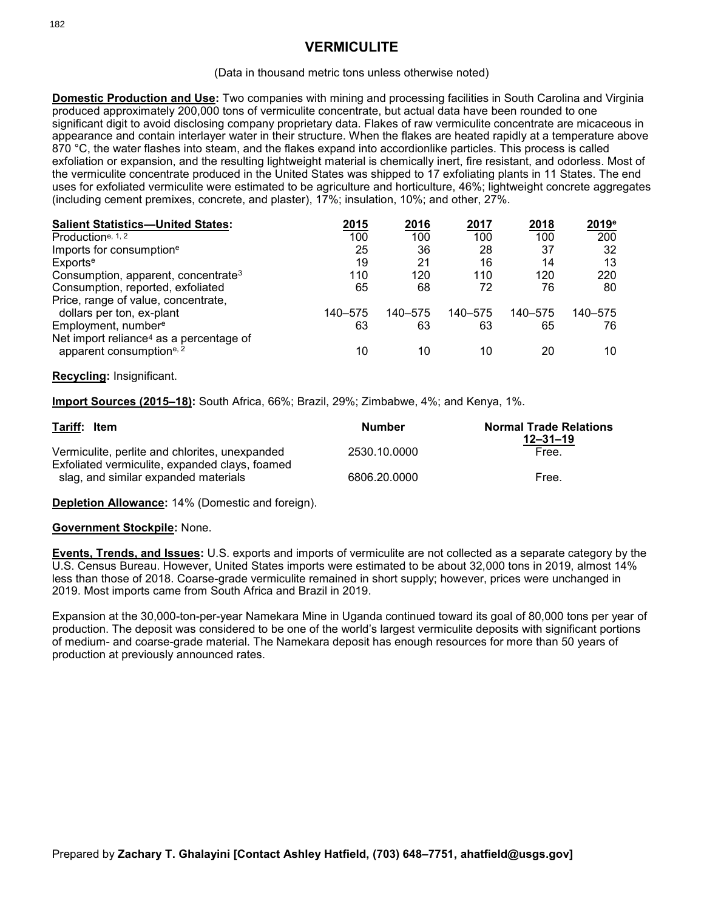# VERMICULITE

(Data in thousand metric tons unless otherwise noted)

**Domestic Production and Use:** Two companies with mining and processing facilities in South Carolina and Virginia produced approximately 200,000 tons of vermiculite concentrate, but actual data have been rounded to one significant digit to avoid disclosing company proprietary data. Flakes of raw vermiculite concentrate are micaceous in appearance and contain interlayer water in their structure. When the flakes are heated rapidly at a temperature above 870 °C, the water flashes into steam, and the flakes expand into accordionlike particles. This process is called exfoliation or expansion, and the resulting lightweight material is chemically inert, fire resistant, and odorless. Most of the vermiculite concentrate produced in the United States was shipped to 17 exfoliating plants in 11 States. The end uses for exfoliated vermiculite were estimated to be agriculture and horticulture, 46%; lightweight concrete aggregates (including cement premixes, concrete, and plaster), 17%; insulation, 10%; and other, 27%.

| Salient Statistics—United States: | 2015 | 2016 | 2017 | 2018 | 2019[e] |
|---|---|---|---|---|---|
| Production[e, 1, 2] | 100 | 100 | 100 | 100 | 200 |
| Imports for consumption[e] | 25 | 36 | 28 | 37 | 32 |
| Exports[e] | 19 | 21 | 16 | 14 | 13 |
| Consumption, apparent, concentrate[3] | 110 | 120 | 110 | 120 | 220 |
| Consumption, reported, exfoliated | 65 | 68 | 72 | 76 | 80 |
| Price, range of value, concentrate, dollars per ton, ex-plant | 140–575 | 140–575 | 140–575 | 140–575 | 140–575 |
| Employment, number[e] | 63 | 63 | 63 | 65 | 76 |
| Net import reliance[4] as a percentage of apparent consumption[e, 2] | 10 | 10 | 10 | 20 | 10 |

**Recycling:** Insignificant.

**Import Sources (2015–18):** South Africa, 66%; Brazil, 29%; Zimbabwe, 4%; and Kenya, 1%.

| Tariff: Item | Number | Normal Trade Relations 12–31–19 |
|---|---|---|
| Vermiculite, perlite and chlorites, unexpanded | 2530.10.0000 | Free. |
| Exfoliated vermiculite, expanded clays, foamed slag, and similar expanded materials | 6806.20.0000 | Free. |

**Depletion Allowance:** 14% (Domestic and foreign).

**Government Stockpile:** None.

**Events, Trends, and Issues:** U.S. exports and imports of vermiculite are not collected as a separate category by the U.S. Census Bureau. However, United States imports were estimated to be about 32,000 tons in 2019, almost 14% less than those of 2018. Coarse-grade vermiculite remained in short supply; however, prices were unchanged in 2019. Most imports came from South Africa and Brazil in 2019.

Expansion at the 30,000-ton-per-year Namekara Mine in Uganda continued toward its goal of 80,000 tons per year of production. The deposit was considered to be one of the world's largest vermiculite deposits with significant portions of medium- and coarse-grade material. The Namekara deposit has enough resources for more than 50 years of production at previously announced rates.

Prepared by **Zachary T. Ghalayini [Contact Ashley Hatfield, (703) 648–7751, ahatfield@usgs.gov]**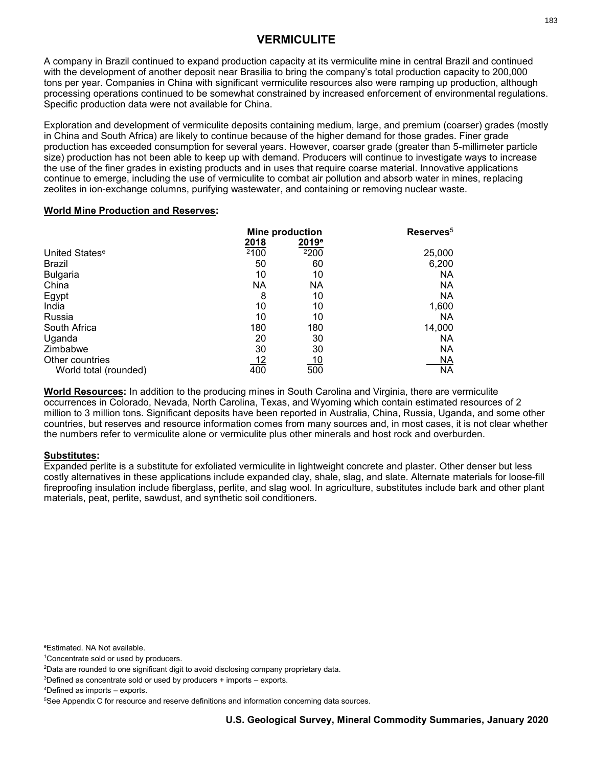# VERMICULITE

A company in Brazil continued to expand production capacity at its vermiculite mine in central Brazil and continued with the development of another deposit near Brasilia to bring the company's total production capacity to 200,000 tons per year. Companies in China with significant vermiculite resources also were ramping up production, although processing operations continued to be somewhat constrained by increased enforcement of environmental regulations. Specific production data were not available for China.

Exploration and development of vermiculite deposits containing medium, large, and premium (coarser) grades (mostly in China and South Africa) are likely to continue because of the higher demand for those grades. Finer grade production has exceeded consumption for several years. However, coarser grade (greater than 5-millimeter particle size) production has not been able to keep up with demand. Producers will continue to investigate ways to increase the use of the finer grades in existing products and in uses that require coarse material. Innovative applications continue to emerge, including the use of vermiculite to combat air pollution and absorb water in mines, replacing zeolites in ion-exchange columns, purifying wastewater, and containing or removing nuclear waste.

**World Mine Production and Reserves:**

| | Mine production | | Reserves[5] |
|---|---|---|---|
| | 2018 | 2019[e] | |
| United States[e] | [2]100 | [2]200 | 25,000 |
| Brazil | 50 | 60 | 6,200 |
| Bulgaria | 10 | 10 | NA |
| China | NA | NA | NA |
| Egypt | 8 | 10 | NA |
| India | 10 | 10 | 1,600 |
| Russia | 10 | 10 | NA |
| South Africa | 180 | 180 | 14,000 |
| Uganda | 20 | 30 | NA |
| Zimbabwe | 30 | 30 | NA |
| Other countries | 12 | 10 | NA |
| World total (rounded) | 400 | 500 | NA |

**World Resources:** In addition to the producing mines in South Carolina and Virginia, there are vermiculite occurrences in Colorado, Nevada, North Carolina, Texas, and Wyoming which contain estimated resources of 2 million to 3 million tons. Significant deposits have been reported in Australia, China, Russia, Uganda, and some other countries, but reserves and resource information comes from many sources and, in most cases, it is not clear whether the numbers refer to vermiculite alone or vermiculite plus other minerals and host rock and overburden.

**Substitutes:**
Expanded perlite is a substitute for exfoliated vermiculite in lightweight concrete and plaster. Other denser but less costly alternatives in these applications include expanded clay, shale, slag, and slate. Alternate materials for loose-fill fireproofing insulation include fiberglass, perlite, and slag wool. In agriculture, substitutes include bark and other plant materials, peat, perlite, sawdust, and synthetic soil conditioners.

[e]Estimated. NA Not available.

[1]Concentrate sold or used by producers.

[2]Data are rounded to one significant digit to avoid disclosing company proprietary data.

[3]Defined as concentrate sold or used by producers + imports – exports.

[4]Defined as imports – exports.

[5]See Appendix C for resource and reserve definitions and information concerning data sources.